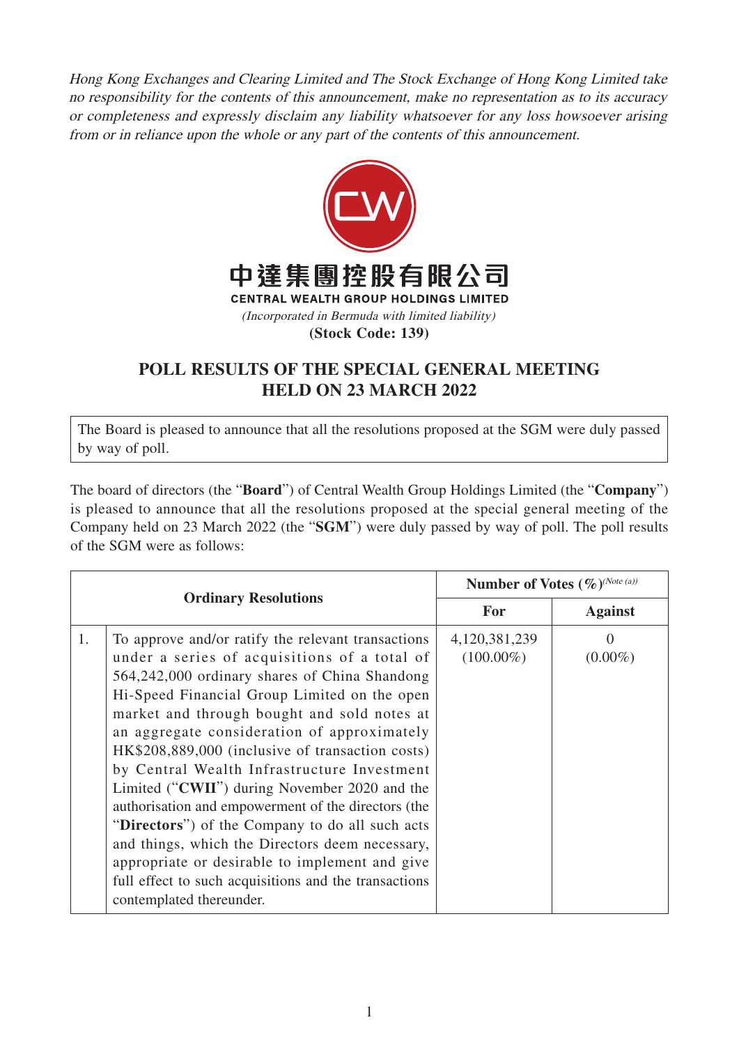*Hong Kong Exchanges and Clearing Limited and The Stock Exchange of Hong Kong Limited take no responsibility for the contents of this announcement, make no representation as to its accuracy or completeness and expressly disclaim any liability whatsoever for any loss howsoever arising from or in reliance upon the whole or any part of the contents of this announcement.*

中達集團控股有限公司

**CENTRAL WEALTH GROUP HOLDINGS LIMITED**

*(Incorporated in Bermuda with limited liability)*

**(Stock Code: 139)**

# POLL RESULTS OF THE SPECIAL GENERAL MEETING HELD ON 23 MARCH 2022

The Board is pleased to announce that all the resolutions proposed at the SGM were duly passed by way of poll.

The board of directors (the "**Board**") of Central Wealth Group Holdings Limited (the "**Company**") is pleased to announce that all the resolutions proposed at the special general meeting of the Company held on 23 March 2022 (the "**SGM**") were duly passed by way of poll. The poll results of the SGM were as follows:

| Ordinary Resolutions | | Number of Votes (%)(Note (a)) | |
|---|---|---|---|
| | | **For** | **Against** |
| 1. | To approve and/or ratify the relevant transactions under a series of acquisitions of a total of 564,242,000 ordinary shares of China Shandong Hi-Speed Financial Group Limited on the open market and through bought and sold notes at an aggregate consideration of approximately HK$208,889,000 (inclusive of transaction costs) by Central Wealth Infrastructure Investment Limited ("**CWII**") during November 2020 and the authorisation and empowerment of the directors (the "**Directors**") of the Company to do all such acts and things, which the Directors deem necessary, appropriate or desirable to implement and give full effect to such acquisitions and the transactions contemplated thereunder. | 4,120,381,239 (100.00%) | 0 (0.00%) |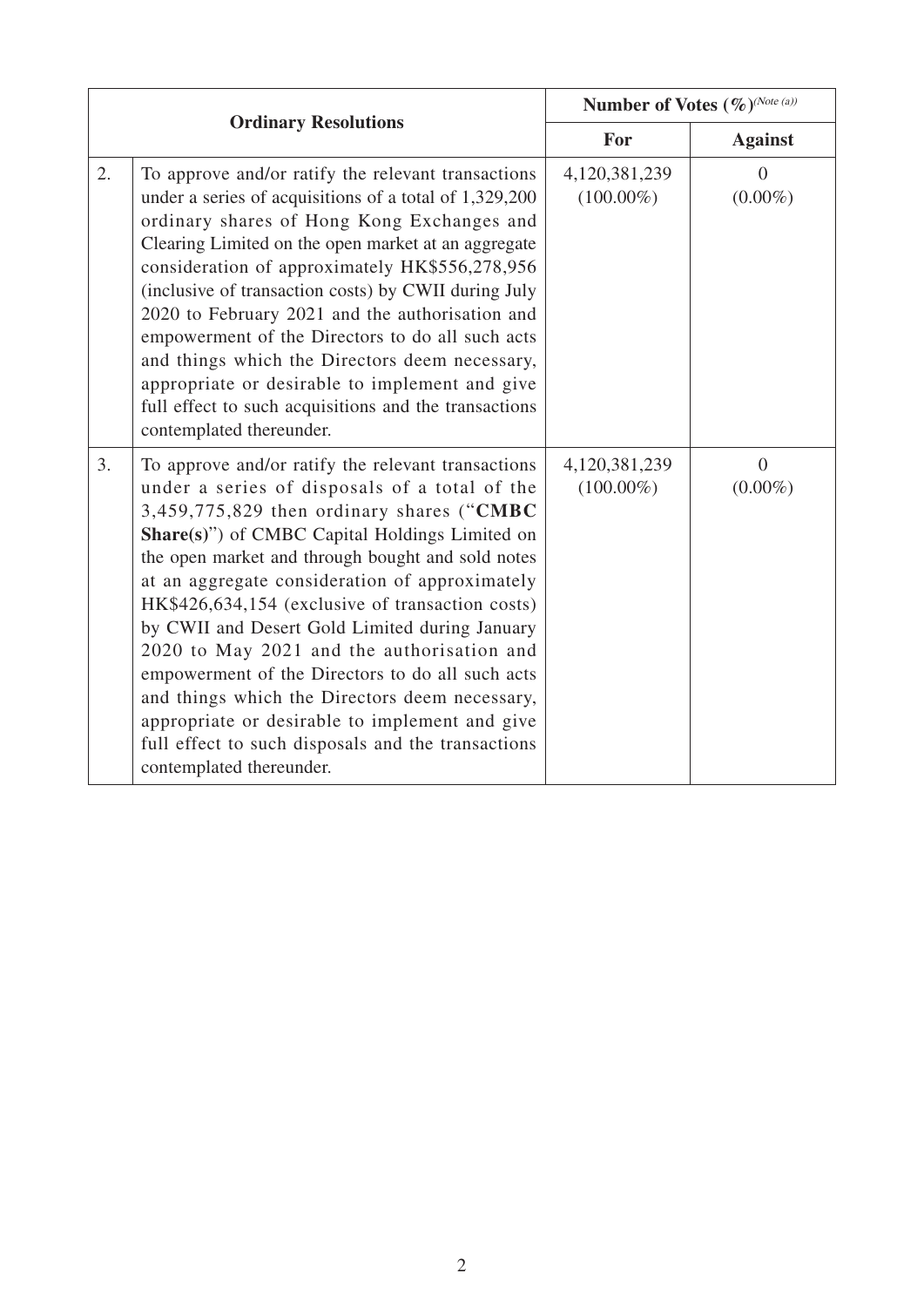| Ordinary Resolutions | | Number of Votes (%)(Note (a)) | |
|---|---|---|---|
| | | **For** | **Against** |
| 2. | To approve and/or ratify the relevant transactions under a series of acquisitions of a total of 1,329,200 ordinary shares of Hong Kong Exchanges and Clearing Limited on the open market at an aggregate consideration of approximately HK$556,278,956 (inclusive of transaction costs) by CWII during July 2020 to February 2021 and the authorisation and empowerment of the Directors to do all such acts and things which the Directors deem necessary, appropriate or desirable to implement and give full effect to such acquisitions and the transactions contemplated thereunder. | 4,120,381,239 (100.00%) | 0 (0.00%) |
| 3. | To approve and/or ratify the relevant transactions under a series of disposals of a total of the 3,459,775,829 then ordinary shares ("**CMBC Share(s)**") of CMBC Capital Holdings Limited on the open market and through bought and sold notes at an aggregate consideration of approximately HK$426,634,154 (exclusive of transaction costs) by CWII and Desert Gold Limited during January 2020 to May 2021 and the authorisation and empowerment of the Directors to do all such acts and things which the Directors deem necessary, appropriate or desirable to implement and give full effect to such disposals and the transactions contemplated thereunder. | 4,120,381,239 (100.00%) | 0 (0.00%) |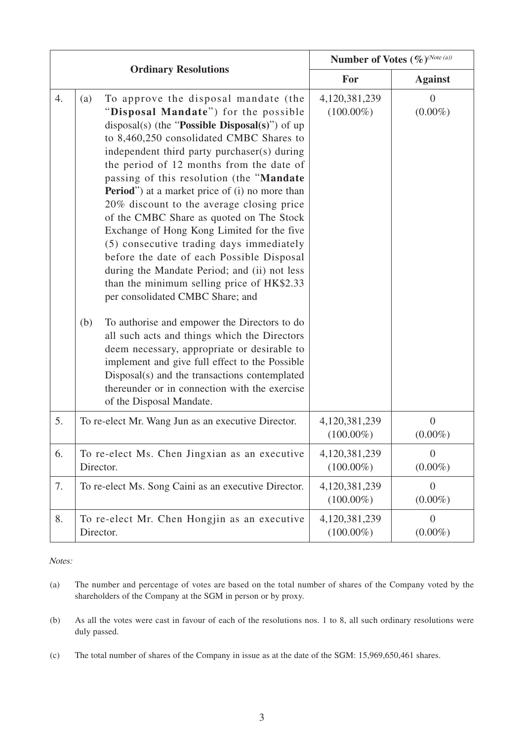| | Ordinary Resolutions | Number of Votes (%)(Note (a)) | |
|---|---|---|---|
| | | **For** | **Against** |
| 4. | (a) To approve the disposal mandate (the "**Disposal Mandate**") for the possible disposal(s) (the "**Possible Disposal(s)**") of up to 8,460,250 consolidated CMBC Shares to independent third party purchaser(s) during the period of 12 months from the date of passing of this resolution (the "**Mandate Period**") at a market price of (i) no more than 20% discount to the average closing price of the CMBC Share as quoted on The Stock Exchange of Hong Kong Limited for the five (5) consecutive trading days immediately before the date of each Possible Disposal during the Mandate Period; and (ii) not less than the minimum selling price of HK$2.33 per consolidated CMBC Share; and<br><br>(b) To authorise and empower the Directors to do all such acts and things which the Directors deem necessary, appropriate or desirable to implement and give full effect to the Possible Disposal(s) and the transactions contemplated thereunder or in connection with the exercise of the Disposal Mandate. | 4,120,381,239 (100.00%) | 0 (0.00%) |
| 5. | To re-elect Mr. Wang Jun as an executive Director. | 4,120,381,239 (100.00%) | 0 (0.00%) |
| 6. | To re-elect Ms. Chen Jingxian as an executive Director. | 4,120,381,239 (100.00%) | 0 (0.00%) |
| 7. | To re-elect Ms. Song Caini as an executive Director. | 4,120,381,239 (100.00%) | 0 (0.00%) |
| 8. | To re-elect Mr. Chen Hongjin as an executive Director. | 4,120,381,239 (100.00%) | 0 (0.00%) |

*Notes:*

(a) The number and percentage of votes are based on the total number of shares of the Company voted by the shareholders of the Company at the SGM in person or by proxy.

(b) As all the votes were cast in favour of each of the resolutions nos. 1 to 8, all such ordinary resolutions were duly passed.

(c) The total number of shares of the Company in issue as at the date of the SGM: 15,969,650,461 shares.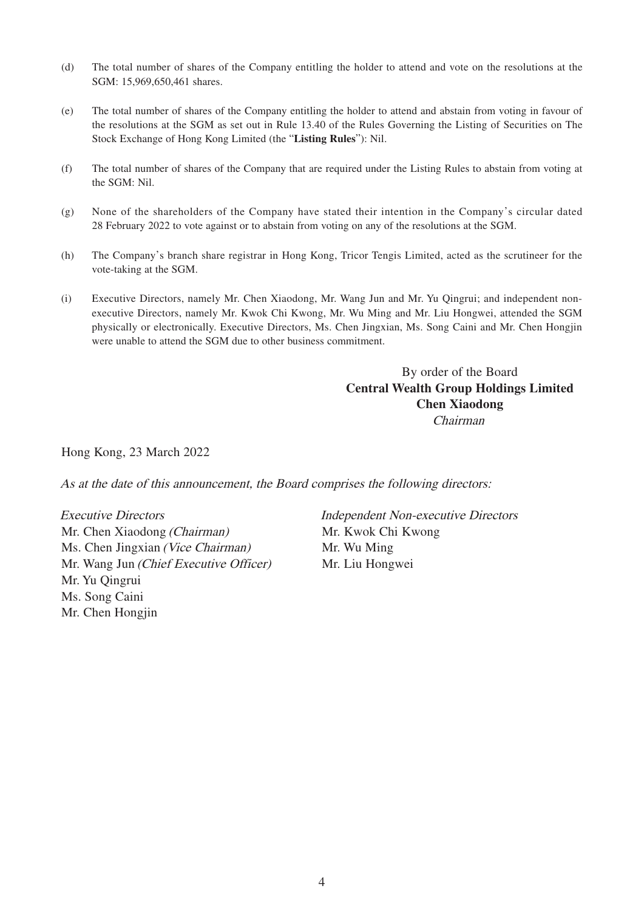(d) The total number of shares of the Company entitling the holder to attend and vote on the resolutions at the SGM: 15,969,650,461 shares.

(e) The total number of shares of the Company entitling the holder to attend and abstain from voting in favour of the resolutions at the SGM as set out in Rule 13.40 of the Rules Governing the Listing of Securities on The Stock Exchange of Hong Kong Limited (the "**Listing Rules**"): Nil.

(f) The total number of shares of the Company that are required under the Listing Rules to abstain from voting at the SGM: Nil.

(g) None of the shareholders of the Company have stated their intention in the Company's circular dated 28 February 2022 to vote against or to abstain from voting on any of the resolutions at the SGM.

(h) The Company's branch share registrar in Hong Kong, Tricor Tengis Limited, acted as the scrutineer for the vote-taking at the SGM.

(i) Executive Directors, namely Mr. Chen Xiaodong, Mr. Wang Jun and Mr. Yu Qingrui; and independent non-executive Directors, namely Mr. Kwok Chi Kwong, Mr. Wu Ming and Mr. Liu Hongwei, attended the SGM physically or electronically. Executive Directors, Ms. Chen Jingxian, Ms. Song Caini and Mr. Chen Hongjin were unable to attend the SGM due to other business commitment.

By order of the Board
**Central Wealth Group Holdings Limited**
**Chen Xiaodong**
*Chairman*

Hong Kong, 23 March 2022

*As at the date of this announcement, the Board comprises the following directors:*

*Executive Directors*
Mr. Chen Xiaodong *(Chairman)*
Ms. Chen Jingxian *(Vice Chairman)*
Mr. Wang Jun *(Chief Executive Officer)*
Mr. Yu Qingrui
Ms. Song Caini
Mr. Chen Hongjin

*Independent Non-executive Directors*
Mr. Kwok Chi Kwong
Mr. Wu Ming
Mr. Liu Hongwei